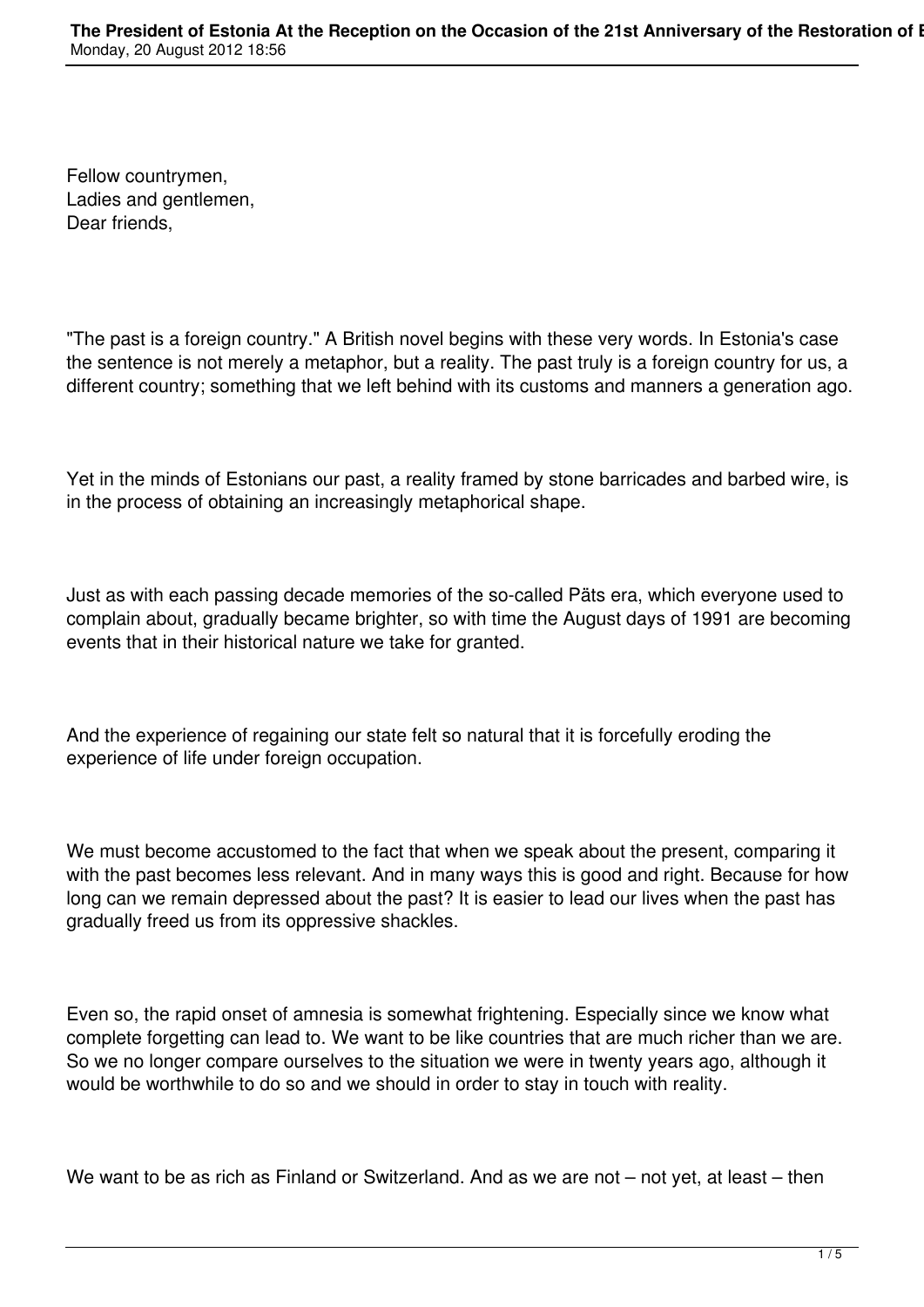Fellow countrymen,
Ladies and gentlemen,
Dear friends,

"The past is a foreign country." A British novel begins with these very words. In Estonia's case the sentence is not merely a metaphor, but a reality. The past truly is a foreign country for us, a different country; something that we left behind with its customs and manners a generation ago.

Yet in the minds of Estonians our past, a reality framed by stone barricades and barbed wire, is in the process of obtaining an increasingly metaphorical shape.

Just as with each passing decade memories of the so-called Päts era, which everyone used to complain about, gradually became brighter, so with time the August days of 1991 are becoming events that in their historical nature we take for granted.

And the experience of regaining our state felt so natural that it is forcefully eroding the experience of life under foreign occupation.

We must become accustomed to the fact that when we speak about the present, comparing it with the past becomes less relevant. And in many ways this is good and right. Because for how long can we remain depressed about the past? It is easier to lead our lives when the past has gradually freed us from its oppressive shackles.

Even so, the rapid onset of amnesia is somewhat frightening. Especially since we know what complete forgetting can lead to. We want to be like countries that are much richer than we are. So we no longer compare ourselves to the situation we were in twenty years ago, although it would be worthwhile to do so and we should in order to stay in touch with reality.

We want to be as rich as Finland or Switzerland. And as we are not – not yet, at least – then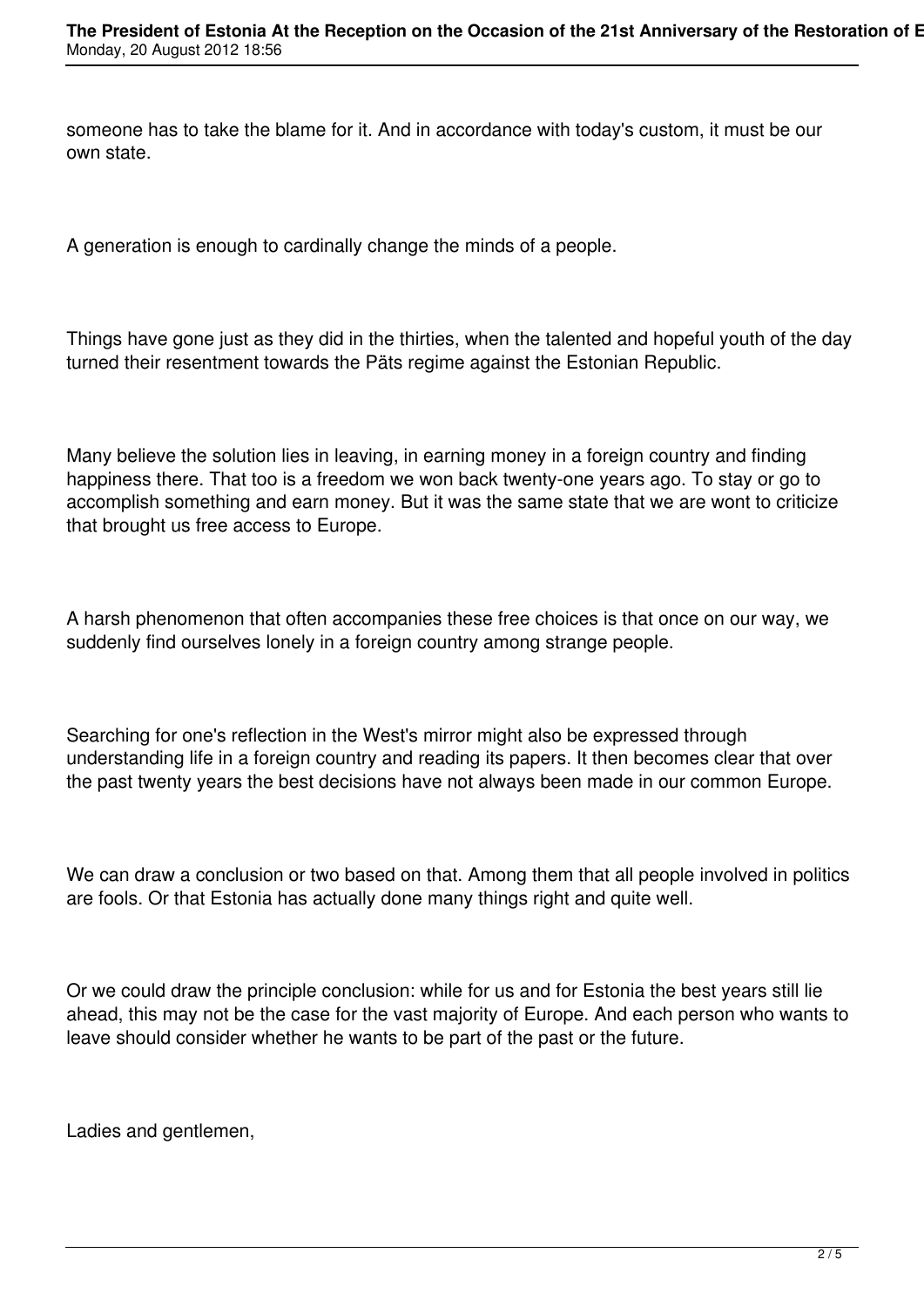someone has to take the blame for it. And in accordance with today's custom, it must be our own state.

A generation is enough to cardinally change the minds of a people.

Things have gone just as they did in the thirties, when the talented and hopeful youth of the day turned their resentment towards the Päts regime against the Estonian Republic.

Many believe the solution lies in leaving, in earning money in a foreign country and finding happiness there. That too is a freedom we won back twenty-one years ago. To stay or go to accomplish something and earn money. But it was the same state that we are wont to criticize that brought us free access to Europe.

A harsh phenomenon that often accompanies these free choices is that once on our way, we suddenly find ourselves lonely in a foreign country among strange people.

Searching for one's reflection in the West's mirror might also be expressed through understanding life in a foreign country and reading its papers. It then becomes clear that over the past twenty years the best decisions have not always been made in our common Europe.

We can draw a conclusion or two based on that. Among them that all people involved in politics are fools. Or that Estonia has actually done many things right and quite well.

Or we could draw the principle conclusion: while for us and for Estonia the best years still lie ahead, this may not be the case for the vast majority of Europe. And each person who wants to leave should consider whether he wants to be part of the past or the future.

Ladies and gentlemen,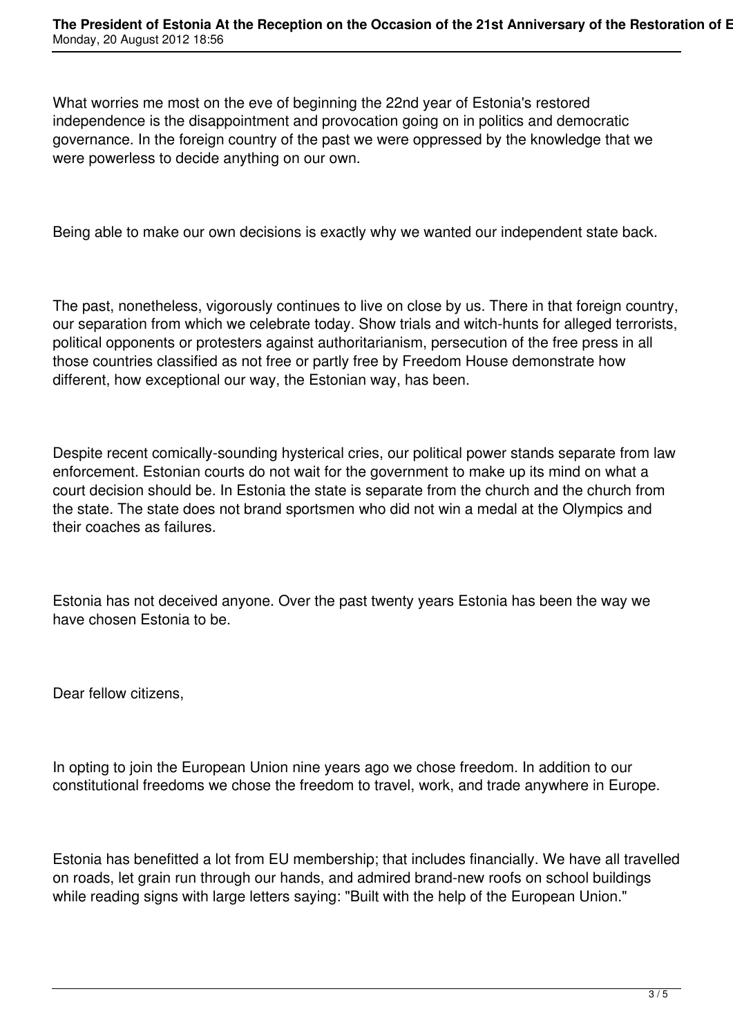What worries me most on the eve of beginning the 22nd year of Estonia's restored independence is the disappointment and provocation going on in politics and democratic governance. In the foreign country of the past we were oppressed by the knowledge that we were powerless to decide anything on our own.

Being able to make our own decisions is exactly why we wanted our independent state back.

The past, nonetheless, vigorously continues to live on close by us. There in that foreign country, our separation from which we celebrate today. Show trials and witch-hunts for alleged terrorists, political opponents or protesters against authoritarianism, persecution of the free press in all those countries classified as not free or partly free by Freedom House demonstrate how different, how exceptional our way, the Estonian way, has been.

Despite recent comically-sounding hysterical cries, our political power stands separate from law enforcement. Estonian courts do not wait for the government to make up its mind on what a court decision should be. In Estonia the state is separate from the church and the church from the state. The state does not brand sportsmen who did not win a medal at the Olympics and their coaches as failures.

Estonia has not deceived anyone. Over the past twenty years Estonia has been the way we have chosen Estonia to be.

Dear fellow citizens,

In opting to join the European Union nine years ago we chose freedom. In addition to our constitutional freedoms we chose the freedom to travel, work, and trade anywhere in Europe.

Estonia has benefitted a lot from EU membership; that includes financially. We have all travelled on roads, let grain run through our hands, and admired brand-new roofs on school buildings while reading signs with large letters saying: "Built with the help of the European Union."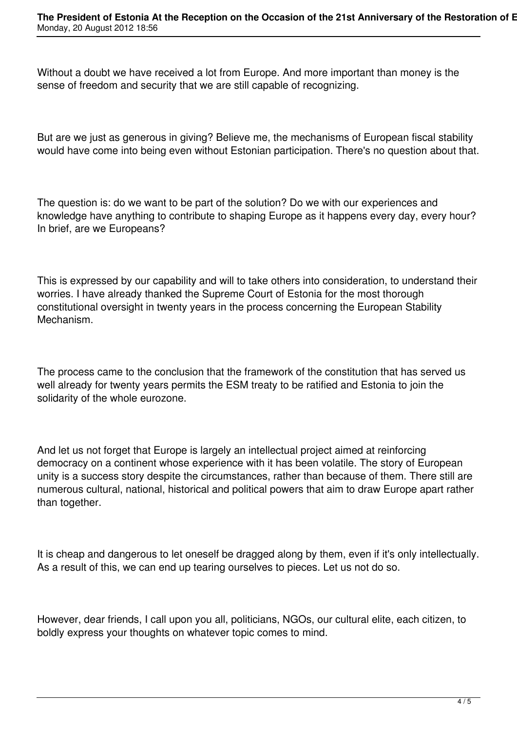Without a doubt we have received a lot from Europe. And more important than money is the sense of freedom and security that we are still capable of recognizing.

But are we just as generous in giving? Believe me, the mechanisms of European fiscal stability would have come into being even without Estonian participation. There's no question about that.

The question is: do we want to be part of the solution? Do we with our experiences and knowledge have anything to contribute to shaping Europe as it happens every day, every hour? In brief, are we Europeans?

This is expressed by our capability and will to take others into consideration, to understand their worries. I have already thanked the Supreme Court of Estonia for the most thorough constitutional oversight in twenty years in the process concerning the European Stability Mechanism.

The process came to the conclusion that the framework of the constitution that has served us well already for twenty years permits the ESM treaty to be ratified and Estonia to join the solidarity of the whole eurozone.

And let us not forget that Europe is largely an intellectual project aimed at reinforcing democracy on a continent whose experience with it has been volatile. The story of European unity is a success story despite the circumstances, rather than because of them. There still are numerous cultural, national, historical and political powers that aim to draw Europe apart rather than together.

It is cheap and dangerous to let oneself be dragged along by them, even if it's only intellectually. As a result of this, we can end up tearing ourselves to pieces. Let us not do so.

However, dear friends, I call upon you all, politicians, NGOs, our cultural elite, each citizen, to boldly express your thoughts on whatever topic comes to mind.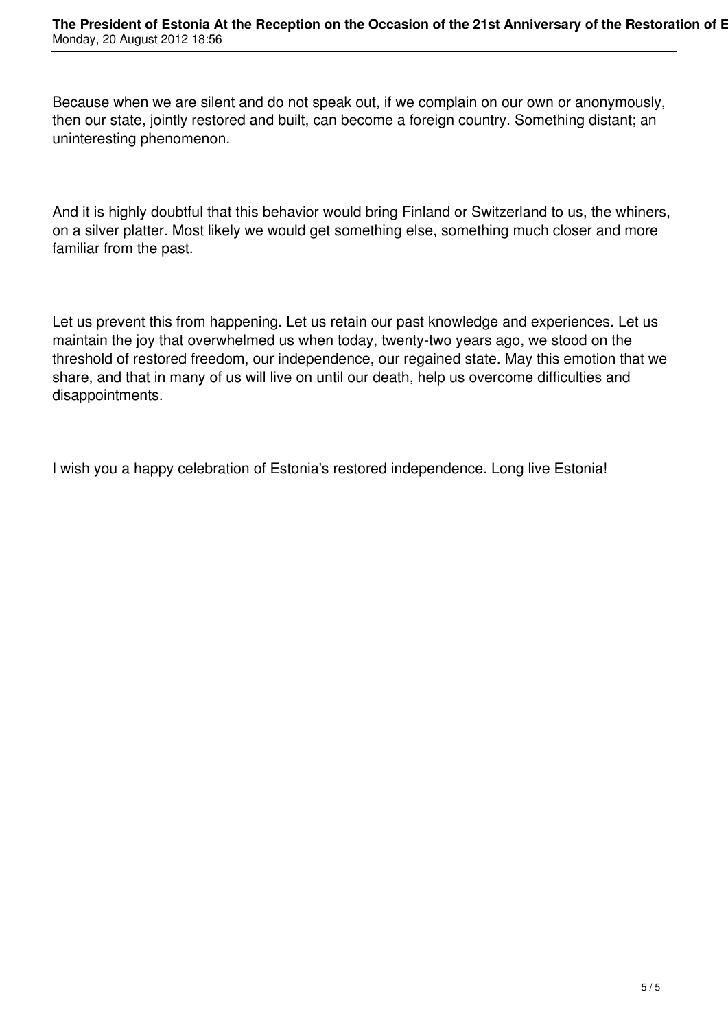Because when we are silent and do not speak out, if we complain on our own or anonymously, then our state, jointly restored and built, can become a foreign country. Something distant; an uninteresting phenomenon.

And it is highly doubtful that this behavior would bring Finland or Switzerland to us, the whiners, on a silver platter. Most likely we would get something else, something much closer and more familiar from the past.

Let us prevent this from happening. Let us retain our past knowledge and experiences. Let us maintain the joy that overwhelmed us when today, twenty-two years ago, we stood on the threshold of restored freedom, our independence, our regained state. May this emotion that we share, and that in many of us will live on until our death, help us overcome difficulties and disappointments.

I wish you a happy celebration of Estonia's restored independence. Long live Estonia!